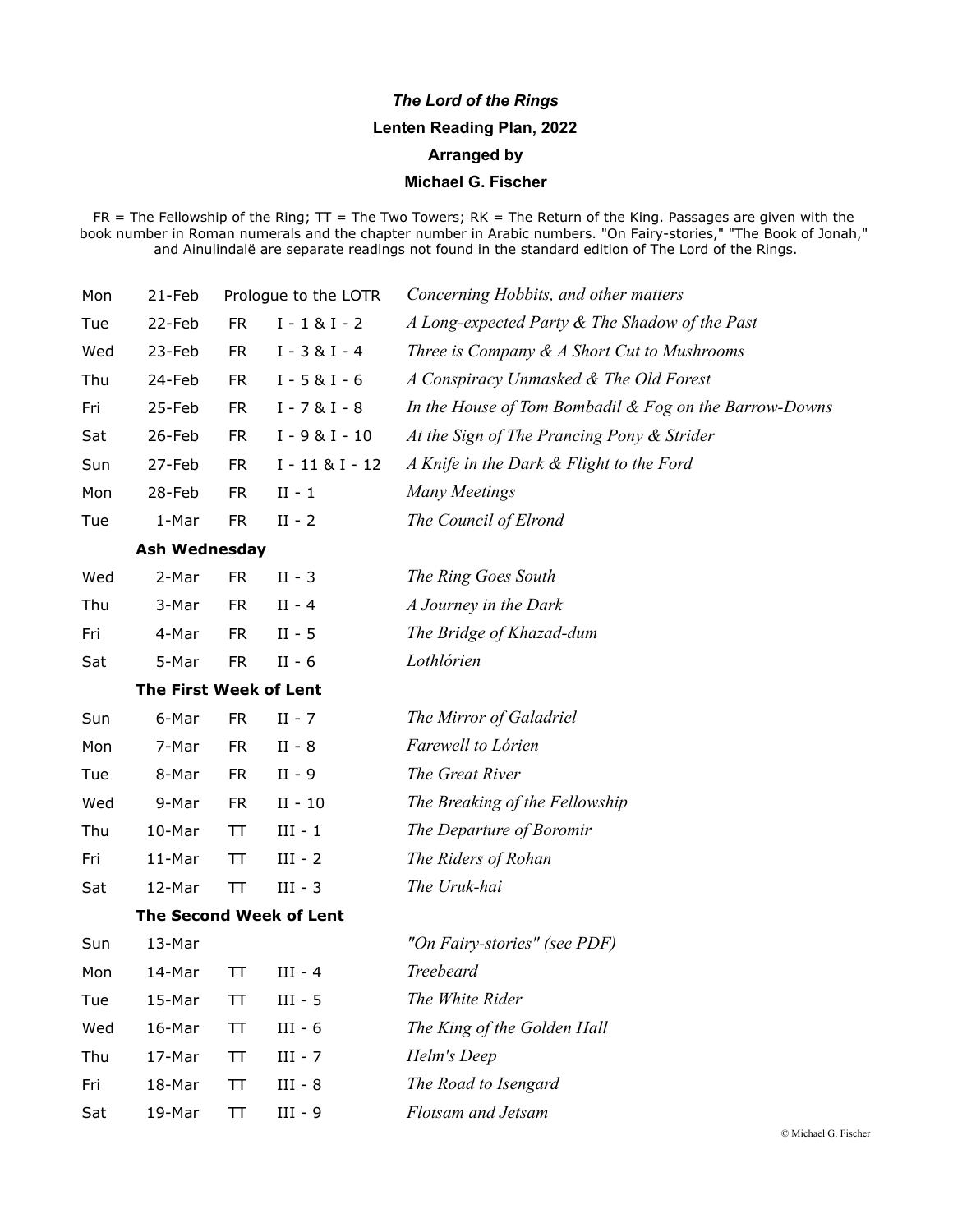# *The Lord of the Rings*

## Lenten Reading Plan, 2022

### Arranged by

### Michael G. Fischer

FR = The Fellowship of the Ring; TT = The Two Towers; RK = The Return of the King. Passages are given with the book number in Roman numerals and the chapter number in Arabic numbers. "On Fairy-stories," "The Book of Jonah," and Ainulindalë are separate readings not found in the standard edition of The Lord of the Rings.

| Day | Date | Book | Chapter | Title |
|---|---|---|---|---|
| Mon | 21-Feb | Prologue to the LOTR | | *Concerning Hobbits, and other matters* |
| Tue | 22-Feb | FR | I - 1 & I - 2 | *A Long-expected Party & The Shadow of the Past* |
| Wed | 23-Feb | FR | I - 3 & I - 4 | *Three is Company & A Short Cut to Mushrooms* |
| Thu | 24-Feb | FR | I - 5 & I - 6 | *A Conspiracy Unmasked & The Old Forest* |
| Fri | 25-Feb | FR | I - 7 & I - 8 | *In the House of Tom Bombadil & Fog on the Barrow-Downs* |
| Sat | 26-Feb | FR | I - 9 & I - 10 | *At the Sign of The Prancing Pony & Strider* |
| Sun | 27-Feb | FR | I - 11 & I - 12 | *A Knife in the Dark & Flight to the Ford* |
| Mon | 28-Feb | FR | II - 1 | *Many Meetings* |
| Tue | 1-Mar | FR | II - 2 | *The Council of Elrond* |
| | **Ash Wednesday** | | | |
| Wed | 2-Mar | FR | II - 3 | *The Ring Goes South* |
| Thu | 3-Mar | FR | II - 4 | *A Journey in the Dark* |
| Fri | 4-Mar | FR | II - 5 | *The Bridge of Khazad-dum* |
| Sat | 5-Mar | FR | II - 6 | *Lothlórien* |
| | **The First Week of Lent** | | | |
| Sun | 6-Mar | FR | II - 7 | *The Mirror of Galadriel* |
| Mon | 7-Mar | FR | II - 8 | *Farewell to Lórien* |
| Tue | 8-Mar | FR | II - 9 | *The Great River* |
| Wed | 9-Mar | FR | II - 10 | *The Breaking of the Fellowship* |
| Thu | 10-Mar | TT | III - 1 | *The Departure of Boromir* |
| Fri | 11-Mar | TT | III - 2 | *The Riders of Rohan* |
| Sat | 12-Mar | TT | III - 3 | *The Uruk-hai* |
| | **The Second Week of Lent** | | | |
| Sun | 13-Mar | | | *"On Fairy-stories" (see PDF)* |
| Mon | 14-Mar | TT | III - 4 | *Treebeard* |
| Tue | 15-Mar | TT | III - 5 | *The White Rider* |
| Wed | 16-Mar | TT | III - 6 | *The King of the Golden Hall* |
| Thu | 17-Mar | TT | III - 7 | *Helm's Deep* |
| Fri | 18-Mar | TT | III - 8 | *The Road to Isengard* |
| Sat | 19-Mar | TT | III - 9 | *Flotsam and Jetsam* |

© Michael G. Fischer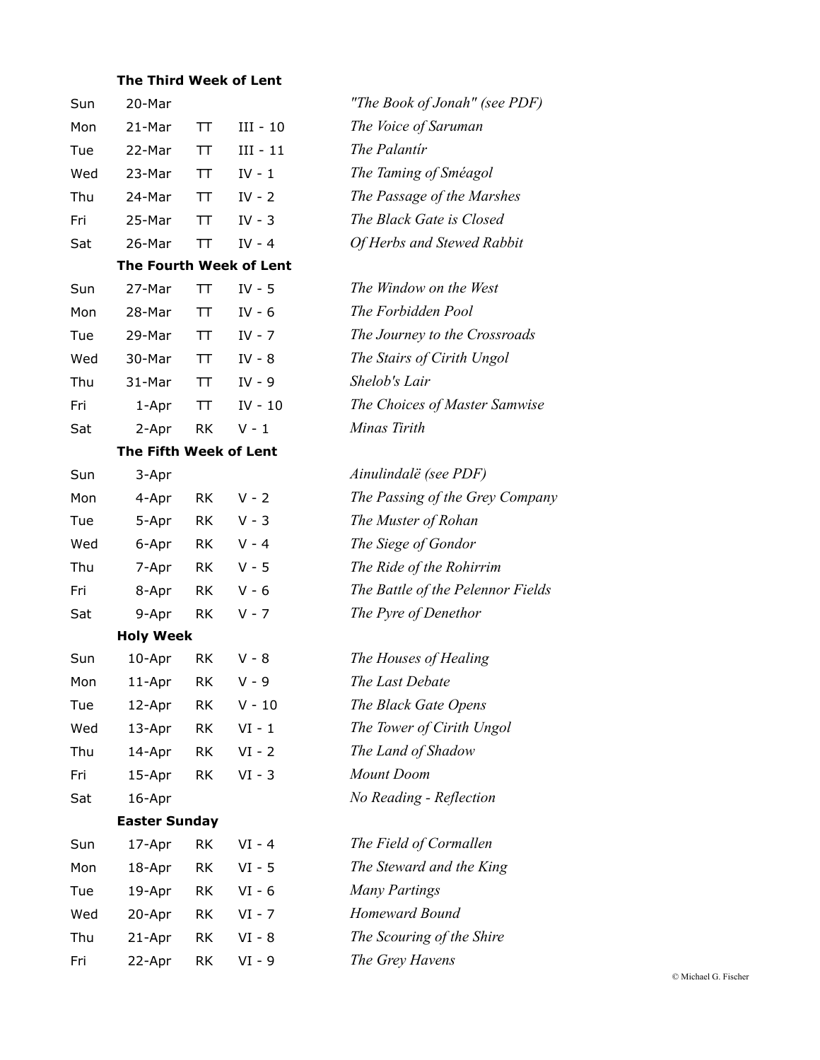| | | | | |
|---|---|---|---|---|
| | **The Third Week of Lent** | | | |
| Sun | 20-Mar | | | *"The Book of Jonah" (see PDF)* |
| Mon | 21-Mar | TT | III - 10 | *The Voice of Saruman* |
| Tue | 22-Mar | TT | III - 11 | *The Palantír* |
| Wed | 23-Mar | TT | IV - 1 | *The Taming of Sméagol* |
| Thu | 24-Mar | TT | IV - 2 | *The Passage of the Marshes* |
| Fri | 25-Mar | TT | IV - 3 | *The Black Gate is Closed* |
| Sat | 26-Mar | TT | IV - 4 | *Of Herbs and Stewed Rabbit* |
| | **The Fourth Week of Lent** | | | |
| Sun | 27-Mar | TT | IV - 5 | *The Window on the West* |
| Mon | 28-Mar | TT | IV - 6 | *The Forbidden Pool* |
| Tue | 29-Mar | TT | IV - 7 | *The Journey to the Crossroads* |
| Wed | 30-Mar | TT | IV - 8 | *The Stairs of Cirith Ungol* |
| Thu | 31-Mar | TT | IV - 9 | *Shelob's Lair* |
| Fri | 1-Apr | TT | IV - 10 | *The Choices of Master Samwise* |
| Sat | 2-Apr | RK | V - 1 | *Minas Tirith* |
| | **The Fifth Week of Lent** | | | |
| Sun | 3-Apr | | | *Ainulindalë (see PDF)* |
| Mon | 4-Apr | RK | V - 2 | *The Passing of the Grey Company* |
| Tue | 5-Apr | RK | V - 3 | *The Muster of Rohan* |
| Wed | 6-Apr | RK | V - 4 | *The Siege of Gondor* |
| Thu | 7-Apr | RK | V - 5 | *The Ride of the Rohirrim* |
| Fri | 8-Apr | RK | V - 6 | *The Battle of the Pelennor Fields* |
| Sat | 9-Apr | RK | V - 7 | *The Pyre of Denethor* |
| | **Holy Week** | | | |
| Sun | 10-Apr | RK | V - 8 | *The Houses of Healing* |
| Mon | 11-Apr | RK | V - 9 | *The Last Debate* |
| Tue | 12-Apr | RK | V - 10 | *The Black Gate Opens* |
| Wed | 13-Apr | RK | VI - 1 | *The Tower of Cirith Ungol* |
| Thu | 14-Apr | RK | VI - 2 | *The Land of Shadow* |
| Fri | 15-Apr | RK | VI - 3 | *Mount Doom* |
| Sat | 16-Apr | | | *No Reading - Reflection* |
| | **Easter Sunday** | | | |
| Sun | 17-Apr | RK | VI - 4 | *The Field of Cormallen* |
| Mon | 18-Apr | RK | VI - 5 | *The Steward and the King* |
| Tue | 19-Apr | RK | VI - 6 | *Many Partings* |
| Wed | 20-Apr | RK | VI - 7 | *Homeward Bound* |
| Thu | 21-Apr | RK | VI - 8 | *The Scouring of the Shire* |
| Fri | 22-Apr | RK | VI - 9 | *The Grey Havens* |

© Michael G. Fischer